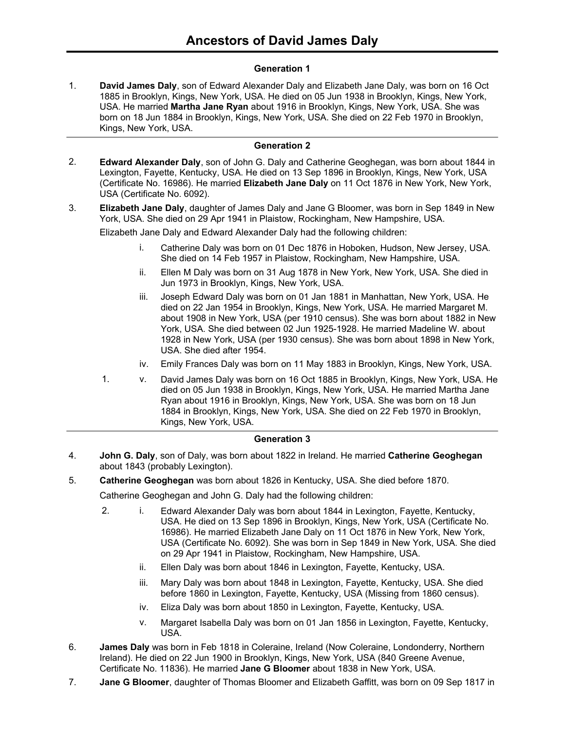# Ancestors of David James Daly

## Generation 1

1. **David James Daly**, son of Edward Alexander Daly and Elizabeth Jane Daly, was born on 16 Oct 1885 in Brooklyn, Kings, New York, USA. He died on 05 Jun 1938 in Brooklyn, Kings, New York, USA. He married **Martha Jane Ryan** about 1916 in Brooklyn, Kings, New York, USA. She was born on 18 Jun 1884 in Brooklyn, Kings, New York, USA. She died on 22 Feb 1970 in Brooklyn, Kings, New York, USA.

---

## Generation 2

2. **Edward Alexander Daly**, son of John G. Daly and Catherine Geoghegan, was born about 1844 in Lexington, Fayette, Kentucky, USA. He died on 13 Sep 1896 in Brooklyn, Kings, New York, USA (Certificate No. 16986). He married **Elizabeth Jane Daly** on 11 Oct 1876 in New York, New York, USA (Certificate No. 6092).

3. **Elizabeth Jane Daly**, daughter of James Daly and Jane G Bloomer, was born in Sep 1849 in New York, USA. She died on 29 Apr 1941 in Plaistow, Rockingham, New Hampshire, USA.

   Elizabeth Jane Daly and Edward Alexander Daly had the following children:

   - i. Catherine Daly was born on 01 Dec 1876 in Hoboken, Hudson, New Jersey, USA. She died on 14 Feb 1957 in Plaistow, Rockingham, New Hampshire, USA.
   - ii. Ellen M Daly was born on 31 Aug 1878 in New York, New York, USA. She died in Jun 1973 in Brooklyn, Kings, New York, USA.
   - iii. Joseph Edward Daly was born on 01 Jan 1881 in Manhattan, New York, USA. He died on 22 Jan 1954 in Brooklyn, Kings, New York, USA. He married Margaret M. about 1908 in New York, USA (per 1910 census). She was born about 1882 in New York, USA. She died between 02 Jun 1925-1928. He married Madeline W. about 1928 in New York, USA (per 1930 census). She was born about 1898 in New York, USA. She died after 1954.
   - iv. Emily Frances Daly was born on 11 May 1883 in Brooklyn, Kings, New York, USA.
   - 1. v. David James Daly was born on 16 Oct 1885 in Brooklyn, Kings, New York, USA. He died on 05 Jun 1938 in Brooklyn, Kings, New York, USA. He married Martha Jane Ryan about 1916 in Brooklyn, Kings, New York, USA. She was born on 18 Jun 1884 in Brooklyn, Kings, New York, USA. She died on 22 Feb 1970 in Brooklyn, Kings, New York, USA.

---

## Generation 3

4. **John G. Daly**, son of Daly, was born about 1822 in Ireland. He married **Catherine Geoghegan** about 1843 (probably Lexington).

5. **Catherine Geoghegan** was born about 1826 in Kentucky, USA. She died before 1870.

   Catherine Geoghegan and John G. Daly had the following children:

   - 2. i. Edward Alexander Daly was born about 1844 in Lexington, Fayette, Kentucky, USA. He died on 13 Sep 1896 in Brooklyn, Kings, New York, USA (Certificate No. 16986). He married Elizabeth Jane Daly on 11 Oct 1876 in New York, New York, USA (Certificate No. 6092). She was born in Sep 1849 in New York, USA. She died on 29 Apr 1941 in Plaistow, Rockingham, New Hampshire, USA.
   - ii. Ellen Daly was born about 1846 in Lexington, Fayette, Kentucky, USA.
   - iii. Mary Daly was born about 1848 in Lexington, Fayette, Kentucky, USA. She died before 1860 in Lexington, Fayette, Kentucky, USA (Missing from 1860 census).
   - iv. Eliza Daly was born about 1850 in Lexington, Fayette, Kentucky, USA.
   - v. Margaret Isabella Daly was born on 01 Jan 1856 in Lexington, Fayette, Kentucky, USA.

6. **James Daly** was born in Feb 1818 in Coleraine, Ireland (Now Coleraine, Londonderry, Northern Ireland). He died on 22 Jun 1900 in Brooklyn, Kings, New York, USA (840 Greene Avenue, Certificate No. 11836). He married **Jane G Bloomer** about 1838 in New York, USA.

7. **Jane G Bloomer**, daughter of Thomas Bloomer and Elizabeth Gaffitt, was born on 09 Sep 1817 in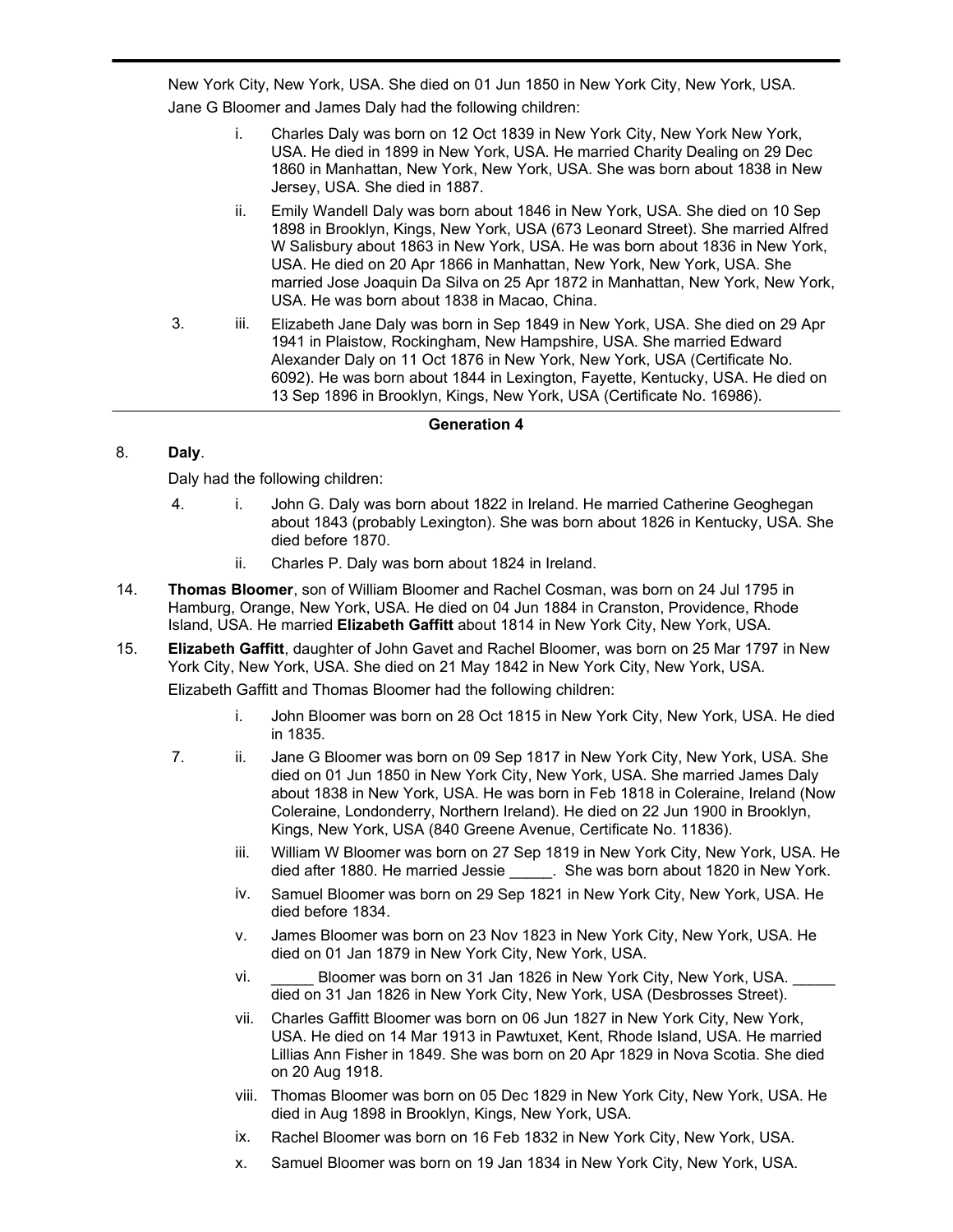New York City, New York, USA. She died on 01 Jun 1850 in New York City, New York, USA.

Jane G Bloomer and James Daly had the following children:

- i. Charles Daly was born on 12 Oct 1839 in New York City, New York New York, USA. He died in 1899 in New York, USA. He married Charity Dealing on 29 Dec 1860 in Manhattan, New York, New York, USA. She was born about 1838 in New Jersey, USA. She died in 1887.
- ii. Emily Wandell Daly was born about 1846 in New York, USA. She died on 10 Sep 1898 in Brooklyn, Kings, New York, USA (673 Leonard Street). She married Alfred W Salisbury about 1863 in New York, USA. He was born about 1836 in New York, USA. He died on 20 Apr 1866 in Manhattan, New York, New York, USA. She married Jose Joaquin Da Silva on 25 Apr 1872 in Manhattan, New York, New York, USA. He was born about 1838 in Macao, China.
- 3. iii. Elizabeth Jane Daly was born in Sep 1849 in New York, USA. She died on 29 Apr 1941 in Plaistow, Rockingham, New Hampshire, USA. She married Edward Alexander Daly on 11 Oct 1876 in New York, New York, USA (Certificate No. 6092). He was born about 1844 in Lexington, Fayette, Kentucky, USA. He died on 13 Sep 1896 in Brooklyn, Kings, New York, USA (Certificate No. 16986).

## Generation 4

8. **Daly**.

Daly had the following children:

- 4. i. John G. Daly was born about 1822 in Ireland. He married Catherine Geoghegan about 1843 (probably Lexington). She was born about 1826 in Kentucky, USA. She died before 1870.
- ii. Charles P. Daly was born about 1824 in Ireland.

14. **Thomas Bloomer**, son of William Bloomer and Rachel Cosman, was born on 24 Jul 1795 in Hamburg, Orange, New York, USA. He died on 04 Jun 1884 in Cranston, Providence, Rhode Island, USA. He married **Elizabeth Gaffitt** about 1814 in New York City, New York, USA.

15. **Elizabeth Gaffitt**, daughter of John Gavet and Rachel Bloomer, was born on 25 Mar 1797 in New York City, New York, USA. She died on 21 May 1842 in New York City, New York, USA.

Elizabeth Gaffitt and Thomas Bloomer had the following children:

- i. John Bloomer was born on 28 Oct 1815 in New York City, New York, USA. He died in 1835.
- 7. ii. Jane G Bloomer was born on 09 Sep 1817 in New York City, New York, USA. She died on 01 Jun 1850 in New York City, New York, USA. She married James Daly about 1838 in New York, USA. He was born in Feb 1818 in Coleraine, Ireland (Now Coleraine, Londonderry, Northern Ireland). He died on 22 Jun 1900 in Brooklyn, Kings, New York, USA (840 Greene Avenue, Certificate No. 11836).
- iii. William W Bloomer was born on 27 Sep 1819 in New York City, New York, USA. He died after 1880. He married Jessie _____. She was born about 1820 in New York.
- iv. Samuel Bloomer was born on 29 Sep 1821 in New York City, New York, USA. He died before 1834.
- v. James Bloomer was born on 23 Nov 1823 in New York City, New York, USA. He died on 01 Jan 1879 in New York City, New York, USA.
- vi. _____ Bloomer was born on 31 Jan 1826 in New York City, New York, USA. _____ died on 31 Jan 1826 in New York City, New York, USA (Desbrosses Street).
- vii. Charles Gaffitt Bloomer was born on 06 Jun 1827 in New York City, New York, USA. He died on 14 Mar 1913 in Pawtuxet, Kent, Rhode Island, USA. He married Lillias Ann Fisher in 1849. She was born on 20 Apr 1829 in Nova Scotia. She died on 20 Aug 1918.
- viii. Thomas Bloomer was born on 05 Dec 1829 in New York City, New York, USA. He died in Aug 1898 in Brooklyn, Kings, New York, USA.
- ix. Rachel Bloomer was born on 16 Feb 1832 in New York City, New York, USA.
- x. Samuel Bloomer was born on 19 Jan 1834 in New York City, New York, USA.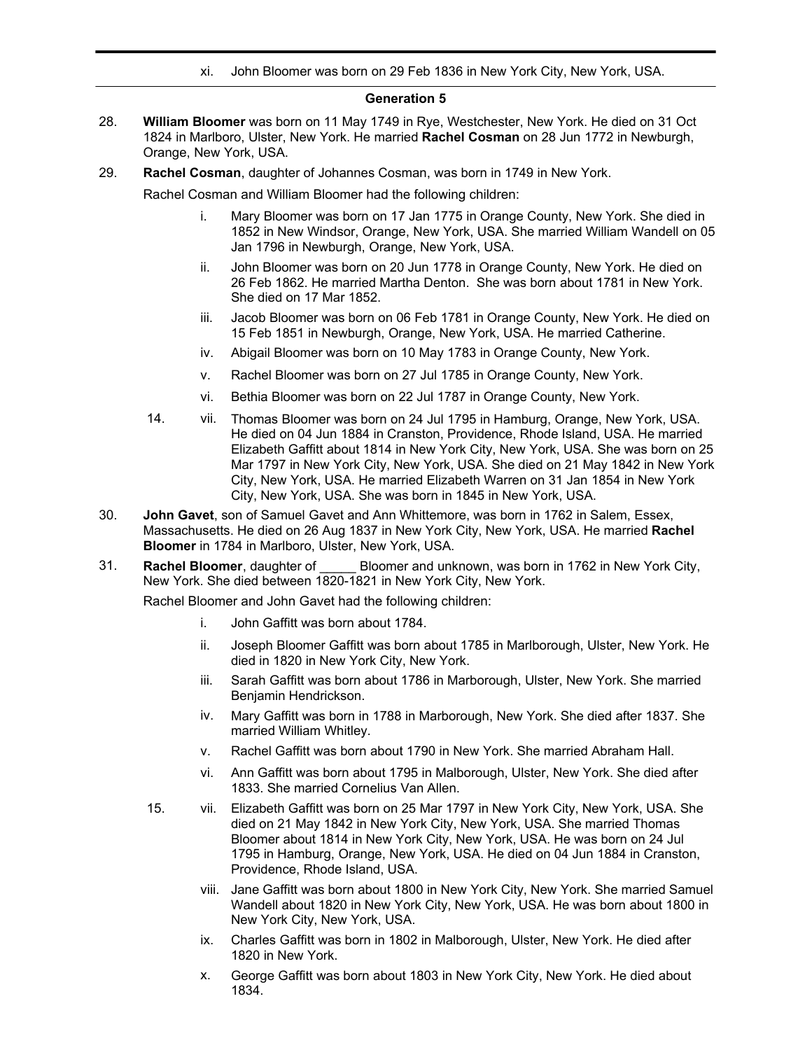xi. John Bloomer was born on 29 Feb 1836 in New York City, New York, USA.

## Generation 5

28. **William Bloomer** was born on 11 May 1749 in Rye, Westchester, New York. He died on 31 Oct 1824 in Marlboro, Ulster, New York. He married **Rachel Cosman** on 28 Jun 1772 in Newburgh, Orange, New York, USA.

29. **Rachel Cosman**, daughter of Johannes Cosman, was born in 1749 in New York.

Rachel Cosman and William Bloomer had the following children:

- i. Mary Bloomer was born on 17 Jan 1775 in Orange County, New York. She died in 1852 in New Windsor, Orange, New York, USA. She married William Wandell on 05 Jan 1796 in Newburgh, Orange, New York, USA.
- ii. John Bloomer was born on 20 Jun 1778 in Orange County, New York. He died on 26 Feb 1862. He married Martha Denton. She was born about 1781 in New York. She died on 17 Mar 1852.
- iii. Jacob Bloomer was born on 06 Feb 1781 in Orange County, New York. He died on 15 Feb 1851 in Newburgh, Orange, New York, USA. He married Catherine.
- iv. Abigail Bloomer was born on 10 May 1783 in Orange County, New York.
- v. Rachel Bloomer was born on 27 Jul 1785 in Orange County, New York.
- vi. Bethia Bloomer was born on 22 Jul 1787 in Orange County, New York.
- 14. vii. Thomas Bloomer was born on 24 Jul 1795 in Hamburg, Orange, New York, USA. He died on 04 Jun 1884 in Cranston, Providence, Rhode Island, USA. He married Elizabeth Gaffitt about 1814 in New York City, New York, USA. She was born on 25 Mar 1797 in New York City, New York, USA. She died on 21 May 1842 in New York City, New York, USA. He married Elizabeth Warren on 31 Jan 1854 in New York City, New York, USA. She was born in 1845 in New York, USA.

30. **John Gavet**, son of Samuel Gavet and Ann Whittemore, was born in 1762 in Salem, Essex, Massachusetts. He died on 26 Aug 1837 in New York City, New York, USA. He married **Rachel Bloomer** in 1784 in Marlboro, Ulster, New York, USA.

31. **Rachel Bloomer**, daughter of _____ Bloomer and unknown, was born in 1762 in New York City, New York. She died between 1820-1821 in New York City, New York.

Rachel Bloomer and John Gavet had the following children:

- i. John Gaffitt was born about 1784.
- ii. Joseph Bloomer Gaffitt was born about 1785 in Marlborough, Ulster, New York. He died in 1820 in New York City, New York.
- iii. Sarah Gaffitt was born about 1786 in Marborough, Ulster, New York. She married Benjamin Hendrickson.
- iv. Mary Gaffitt was born in 1788 in Marborough, New York. She died after 1837. She married William Whitley.
- v. Rachel Gaffitt was born about 1790 in New York. She married Abraham Hall.
- vi. Ann Gaffitt was born about 1795 in Malborough, Ulster, New York. She died after 1833. She married Cornelius Van Allen.
- 15. vii. Elizabeth Gaffitt was born on 25 Mar 1797 in New York City, New York, USA. She died on 21 May 1842 in New York City, New York, USA. She married Thomas Bloomer about 1814 in New York City, New York, USA. He was born on 24 Jul 1795 in Hamburg, Orange, New York, USA. He died on 04 Jun 1884 in Cranston, Providence, Rhode Island, USA.
- viii. Jane Gaffitt was born about 1800 in New York City, New York. She married Samuel Wandell about 1820 in New York City, New York, USA. He was born about 1800 in New York City, New York, USA.
- ix. Charles Gaffitt was born in 1802 in Malborough, Ulster, New York. He died after 1820 in New York.
- x. George Gaffitt was born about 1803 in New York City, New York. He died about 1834.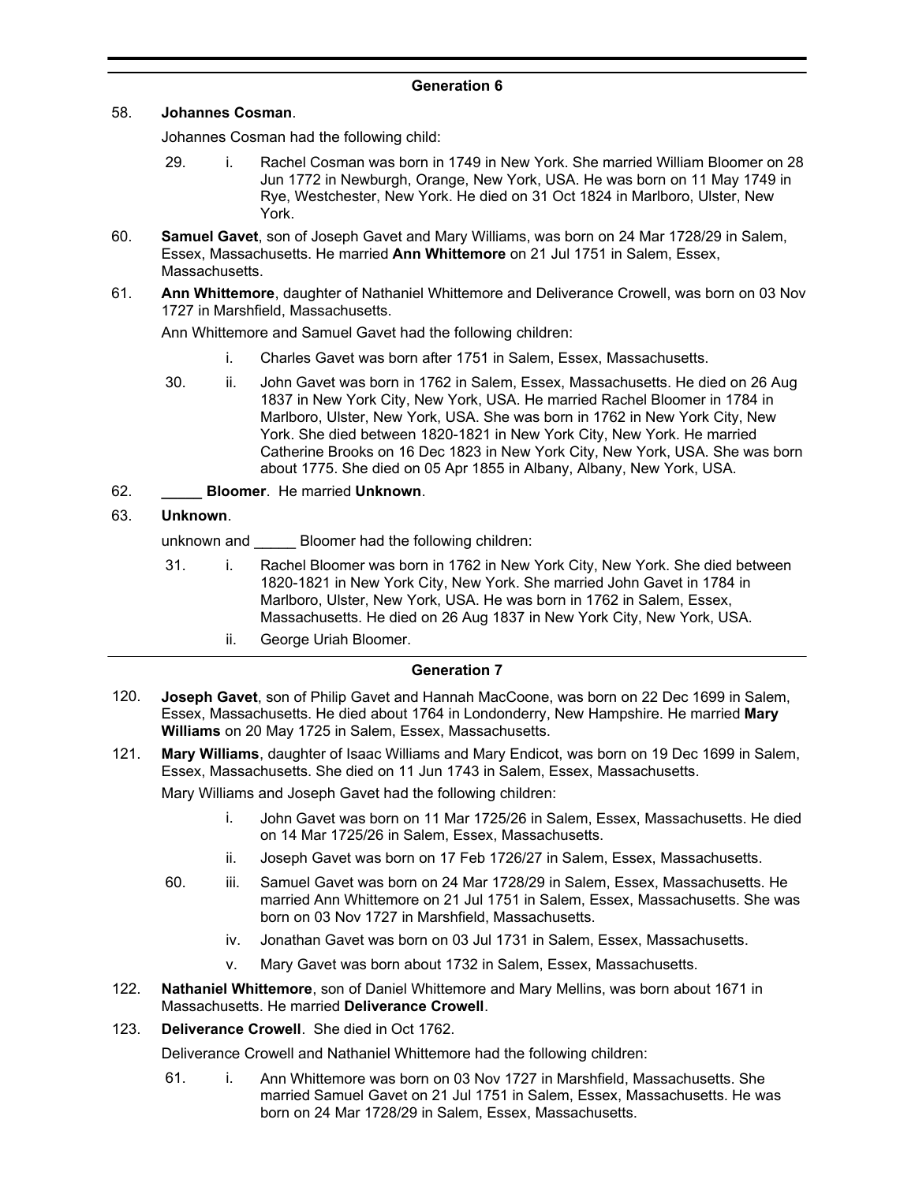## Generation 6

58. **Johannes Cosman**.

Johannes Cosman had the following child:

- 29. i. Rachel Cosman was born in 1749 in New York. She married William Bloomer on 28 Jun 1772 in Newburgh, Orange, New York, USA. He was born on 11 May 1749 in Rye, Westchester, New York. He died on 31 Oct 1824 in Marlboro, Ulster, New York.

60. **Samuel Gavet**, son of Joseph Gavet and Mary Williams, was born on 24 Mar 1728/29 in Salem, Essex, Massachusetts. He married **Ann Whittemore** on 21 Jul 1751 in Salem, Essex, Massachusetts.

61. **Ann Whittemore**, daughter of Nathaniel Whittemore and Deliverance Crowell, was born on 03 Nov 1727 in Marshfield, Massachusetts.

Ann Whittemore and Samuel Gavet had the following children:

- i. Charles Gavet was born after 1751 in Salem, Essex, Massachusetts.
- 30. ii. John Gavet was born in 1762 in Salem, Essex, Massachusetts. He died on 26 Aug 1837 in New York City, New York, USA. He married Rachel Bloomer in 1784 in Marlboro, Ulster, New York, USA. She was born in 1762 in New York City, New York. She died between 1820-1821 in New York City, New York. He married Catherine Brooks on 16 Dec 1823 in New York City, New York, USA. She was born about 1775. She died on 05 Apr 1855 in Albany, Albany, New York, USA.

62. **_____ Bloomer**. He married **Unknown**.

63. **Unknown**.

unknown and _____ Bloomer had the following children:

- 31. i. Rachel Bloomer was born in 1762 in New York City, New York. She died between 1820-1821 in New York City, New York. She married John Gavet in 1784 in Marlboro, Ulster, New York, USA. He was born in 1762 in Salem, Essex, Massachusetts. He died on 26 Aug 1837 in New York City, New York, USA.
- ii. George Uriah Bloomer.

## Generation 7

120. **Joseph Gavet**, son of Philip Gavet and Hannah MacCoone, was born on 22 Dec 1699 in Salem, Essex, Massachusetts. He died about 1764 in Londonderry, New Hampshire. He married **Mary Williams** on 20 May 1725 in Salem, Essex, Massachusetts.

121. **Mary Williams**, daughter of Isaac Williams and Mary Endicot, was born on 19 Dec 1699 in Salem, Essex, Massachusetts. She died on 11 Jun 1743 in Salem, Essex, Massachusetts.

Mary Williams and Joseph Gavet had the following children:

- i. John Gavet was born on 11 Mar 1725/26 in Salem, Essex, Massachusetts. He died on 14 Mar 1725/26 in Salem, Essex, Massachusetts.
- ii. Joseph Gavet was born on 17 Feb 1726/27 in Salem, Essex, Massachusetts.
- 60. iii. Samuel Gavet was born on 24 Mar 1728/29 in Salem, Essex, Massachusetts. He married Ann Whittemore on 21 Jul 1751 in Salem, Essex, Massachusetts. She was born on 03 Nov 1727 in Marshfield, Massachusetts.
- iv. Jonathan Gavet was born on 03 Jul 1731 in Salem, Essex, Massachusetts.
- v. Mary Gavet was born about 1732 in Salem, Essex, Massachusetts.

122. **Nathaniel Whittemore**, son of Daniel Whittemore and Mary Mellins, was born about 1671 in Massachusetts. He married **Deliverance Crowell**.

123. **Deliverance Crowell**. She died in Oct 1762.

Deliverance Crowell and Nathaniel Whittemore had the following children:

- 61. i. Ann Whittemore was born on 03 Nov 1727 in Marshfield, Massachusetts. She married Samuel Gavet on 21 Jul 1751 in Salem, Essex, Massachusetts. He was born on 24 Mar 1728/29 in Salem, Essex, Massachusetts.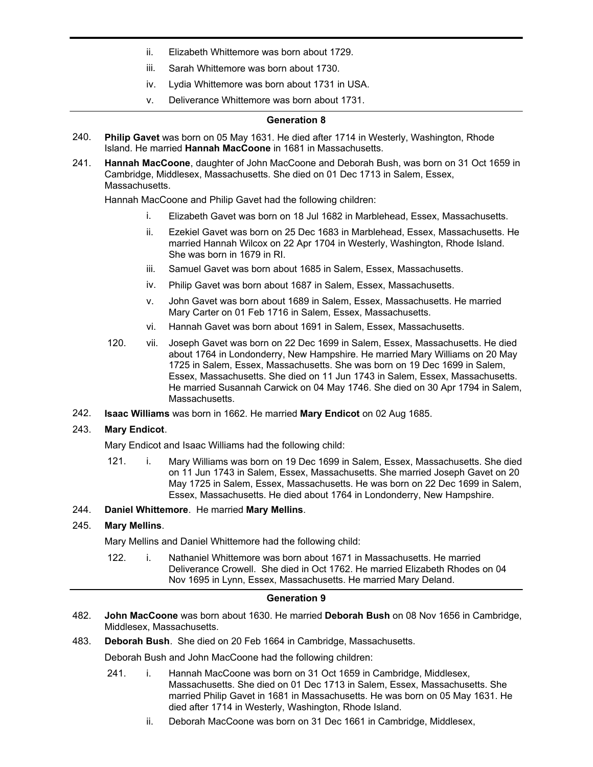- ii. Elizabeth Whittemore was born about 1729.
- iii. Sarah Whittemore was born about 1730.
- iv. Lydia Whittemore was born about 1731 in USA.
- v. Deliverance Whittemore was born about 1731.

### Generation 8

240. **Philip Gavet** was born on 05 May 1631. He died after 1714 in Westerly, Washington, Rhode Island. He married **Hannah MacCoone** in 1681 in Massachusetts.

241. **Hannah MacCoone**, daughter of John MacCoone and Deborah Bush, was born on 31 Oct 1659 in Cambridge, Middlesex, Massachusetts. She died on 01 Dec 1713 in Salem, Essex, Massachusetts.

Hannah MacCoone and Philip Gavet had the following children:

- i. Elizabeth Gavet was born on 18 Jul 1682 in Marblehead, Essex, Massachusetts.
- ii. Ezekiel Gavet was born on 25 Dec 1683 in Marblehead, Essex, Massachusetts. He married Hannah Wilcox on 22 Apr 1704 in Westerly, Washington, Rhode Island. She was born in 1679 in RI.
- iii. Samuel Gavet was born about 1685 in Salem, Essex, Massachusetts.
- iv. Philip Gavet was born about 1687 in Salem, Essex, Massachusetts.
- v. John Gavet was born about 1689 in Salem, Essex, Massachusetts. He married Mary Carter on 01 Feb 1716 in Salem, Essex, Massachusetts.
- vi. Hannah Gavet was born about 1691 in Salem, Essex, Massachusetts.
- 120. vii. Joseph Gavet was born on 22 Dec 1699 in Salem, Essex, Massachusetts. He died about 1764 in Londonderry, New Hampshire. He married Mary Williams on 20 May 1725 in Salem, Essex, Massachusetts. She was born on 19 Dec 1699 in Salem, Essex, Massachusetts. She died on 11 Jun 1743 in Salem, Essex, Massachusetts. He married Susannah Carwick on 04 May 1746. She died on 30 Apr 1794 in Salem, Massachusetts.

242. **Isaac Williams** was born in 1662. He married **Mary Endicot** on 02 Aug 1685.

243. **Mary Endicot**.

Mary Endicot and Isaac Williams had the following child:

- 121. i. Mary Williams was born on 19 Dec 1699 in Salem, Essex, Massachusetts. She died on 11 Jun 1743 in Salem, Essex, Massachusetts. She married Joseph Gavet on 20 May 1725 in Salem, Essex, Massachusetts. He was born on 22 Dec 1699 in Salem, Essex, Massachusetts. He died about 1764 in Londonderry, New Hampshire.

244. **Daniel Whittemore**. He married **Mary Mellins**.

245. **Mary Mellins**.

Mary Mellins and Daniel Whittemore had the following child:

- 122. i. Nathaniel Whittemore was born about 1671 in Massachusetts. He married Deliverance Crowell. She died in Oct 1762. He married Elizabeth Rhodes on 04 Nov 1695 in Lynn, Essex, Massachusetts. He married Mary Deland.

### Generation 9

482. **John MacCoone** was born about 1630. He married **Deborah Bush** on 08 Nov 1656 in Cambridge, Middlesex, Massachusetts.

483. **Deborah Bush**. She died on 20 Feb 1664 in Cambridge, Massachusetts.

Deborah Bush and John MacCoone had the following children:

- 241. i. Hannah MacCoone was born on 31 Oct 1659 in Cambridge, Middlesex, Massachusetts. She died on 01 Dec 1713 in Salem, Essex, Massachusetts. She married Philip Gavet in 1681 in Massachusetts. He was born on 05 May 1631. He died after 1714 in Westerly, Washington, Rhode Island.
- ii. Deborah MacCoone was born on 31 Dec 1661 in Cambridge, Middlesex,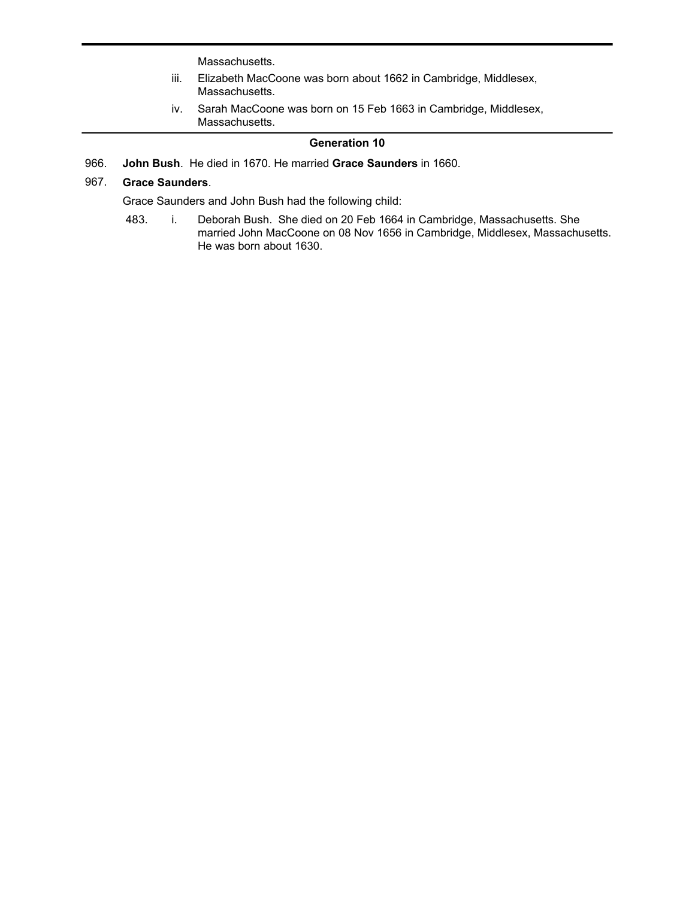Massachusetts.

iii. Elizabeth MacCoone was born about 1662 in Cambridge, Middlesex, Massachusetts.

iv. Sarah MacCoone was born on 15 Feb 1663 in Cambridge, Middlesex, Massachusetts.

## Generation 10

966. **John Bush**. He died in 1670. He married **Grace Saunders** in 1660.

967. **Grace Saunders**.

Grace Saunders and John Bush had the following child:

483. i. Deborah Bush. She died on 20 Feb 1664 in Cambridge, Massachusetts. She married John MacCoone on 08 Nov 1656 in Cambridge, Middlesex, Massachusetts. He was born about 1630.